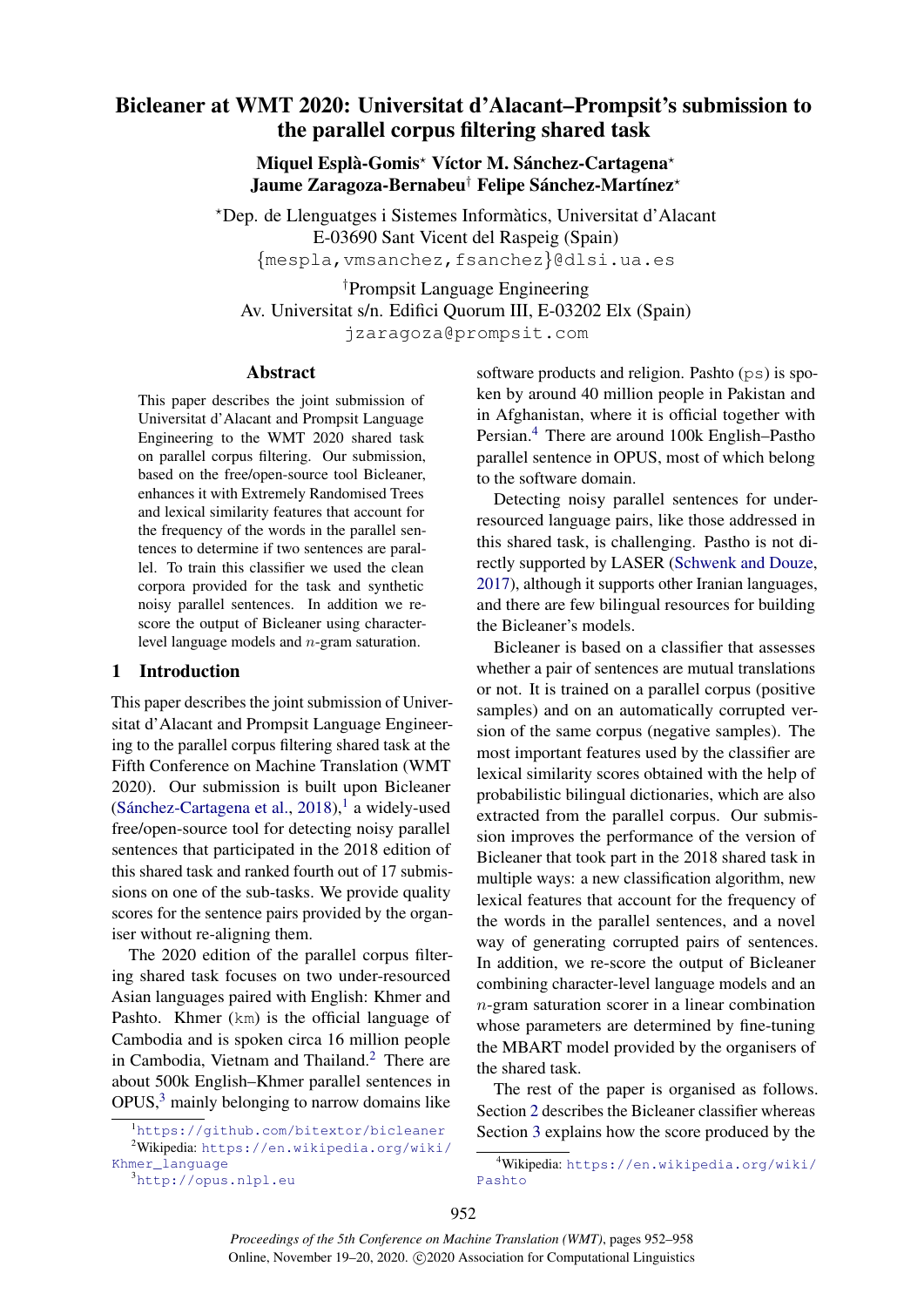# Bicleaner at WMT 2020: Universitat d'Alacant–Prompsit's submission to the parallel corpus filtering shared task

**Miquel Esplà-Gomis*** **Víctor M. Sánchez-Cartagena*** **Jaume Zaragoza-Bernabeu**[†] **Felipe Sánchez-Martínez***

*Dep. de Llenguatges i Sistemes Informàtics, Universitat d'Alacant
E-03690 Sant Vicent del Raspeig (Spain)
{mespla,vmsanchez,fsanchez}@dlsi.ua.es

[†]Prompsit Language Engineering
Av. Universitat s/n. Edifici Quorum III, E-03202 Elx (Spain)
jzaragoza@prompsit.com

## Abstract

This paper describes the joint submission of Universitat d'Alacant and Prompsit Language Engineering to the WMT 2020 shared task on parallel corpus filtering. Our submission, based on the free/open-source tool Bicleaner, enhances it with Extremely Randomised Trees and lexical similarity features that account for the frequency of the words in the parallel sentences to determine if two sentences are parallel. To train this classifier we used the clean corpora provided for the task and synthetic noisy parallel sentences. In addition we rescore the output of Bicleaner using character-level language models and $n$-gram saturation.

## 1 Introduction

This paper describes the joint submission of Universitat d'Alacant and Prompsit Language Engineering to the parallel corpus filtering shared task at the Fifth Conference on Machine Translation (WMT 2020). Our submission is built upon Bicleaner (Sánchez-Cartagena et al., 2018),[1] a widely-used free/open-source tool for detecting noisy parallel sentences that participated in the 2018 edition of this shared task and ranked fourth out of 17 submissions on one of the sub-tasks. We provide quality scores for the sentence pairs provided by the organiser without re-aligning them.

The 2020 edition of the parallel corpus filtering shared task focuses on two under-resourced Asian languages paired with English: Khmer and Pashto. Khmer (km) is the official language of Cambodia and is spoken circa 16 million people in Cambodia, Vietnam and Thailand.[2] There are about 500k English–Khmer parallel sentences in OPUS,[3] mainly belonging to narrow domains like software products and religion. Pashto (ps) is spoken by around 40 million people in Pakistan and in Afghanistan, where it is official together with Persian.[4] There are around 100k English–Pastho parallel sentence in OPUS, most of which belong to the software domain.

Detecting noisy parallel sentences for under-resourced language pairs, like those addressed in this shared task, is challenging. Pastho is not directly supported by LASER (Schwenk and Douze, 2017), although it supports other Iranian languages, and there are few bilingual resources for building the Bicleaner's models.

Bicleaner is based on a classifier that assesses whether a pair of sentences are mutual translations or not. It is trained on a parallel corpus (positive samples) and on an automatically corrupted version of the same corpus (negative samples). The most important features used by the classifier are lexical similarity scores obtained with the help of probabilistic bilingual dictionaries, which are also extracted from the parallel corpus. Our submission improves the performance of the version of Bicleaner that took part in the 2018 shared task in multiple ways: a new classification algorithm, new lexical features that account for the frequency of the words in the parallel sentences, and a novel way of generating corrupted pairs of sentences. In addition, we re-score the output of Bicleaner combining character-level language models and an $n$-gram saturation scorer in a linear combination whose parameters are determined by fine-tuning the MBART model provided by the organisers of the shared task.

The rest of the paper is organised as follows. Section 2 describes the Bicleaner classifier whereas Section 3 explains how the score produced by the

[1] https://github.com/bitextor/bicleaner
[2] Wikipedia: https://en.wikipedia.org/wiki/Khmer_language
[3] http://opus.nlpl.eu
[4] Wikipedia: https://en.wikipedia.org/wiki/Pashto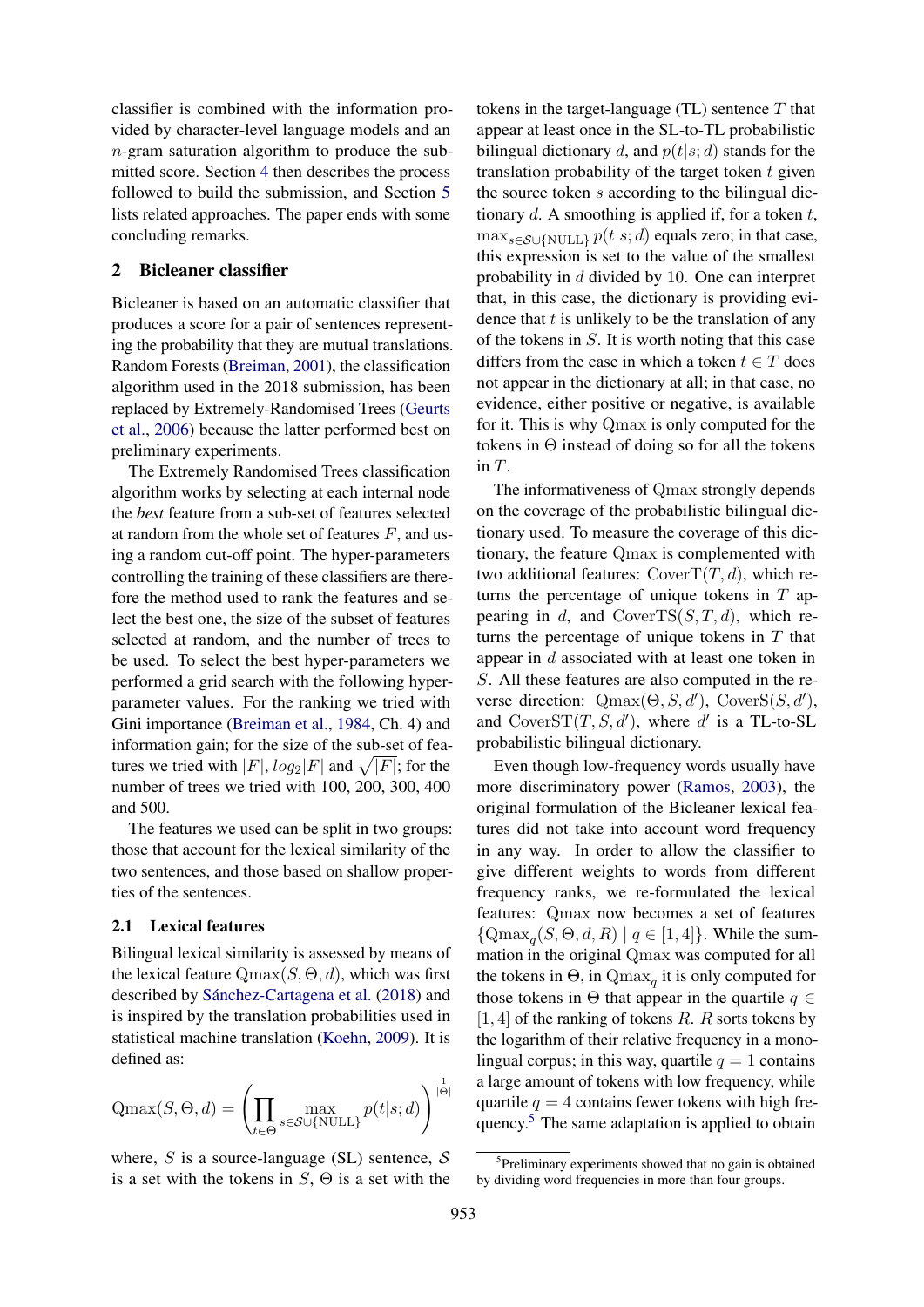classifier is combined with the information provided by character-level language models and an $n$-gram saturation algorithm to produce the submitted score. Section 4 then describes the process followed to build the submission, and Section 5 lists related approaches. The paper ends with some concluding remarks.

## 2 Bicleaner classifier

Bicleaner is based on an automatic classifier that produces a score for a pair of sentences representing the probability that they are mutual translations. Random Forests (Breiman, 2001), the classification algorithm used in the 2018 submission, has been replaced by Extremely-Randomised Trees (Geurts et al., 2006) because the latter performed best on preliminary experiments.

The Extremely Randomised Trees classification algorithm works by selecting at each internal node the *best* feature from a sub-set of features selected at random from the whole set of features $F$, and using a random cut-off point. The hyper-parameters controlling the training of these classifiers are therefore the method used to rank the features and select the best one, the size of the subset of features selected at random, and the number of trees to be used. To select the best hyper-parameters we performed a grid search with the following hyper-parameter values. For the ranking we tried with Gini importance (Breiman et al., 1984, Ch. 4) and information gain; for the size of the sub-set of features we tried with $|F|$, $log_2|F|$ and $\sqrt{|F|}$; for the number of trees we tried with 100, 200, 300, 400 and 500.

The features we used can be split in two groups: those that account for the lexical similarity of the two sentences, and those based on shallow properties of the sentences.

### 2.1 Lexical features

Bilingual lexical similarity is assessed by means of the lexical feature $\mathrm{Qmax}(S, \Theta, d)$, which was first described by Sánchez-Cartagena et al. (2018) and is inspired by the translation probabilities used in statistical machine translation (Koehn, 2009). It is defined as:

$$\mathrm{Qmax}(S, \Theta, d) = \left( \prod_{t \in \Theta} \max_{s \in \mathcal{S} \cup \{\mathrm{NULL}\}} p(t|s; d) \right)^{\frac{1}{|\Theta|}}$$

where, $S$ is a source-language (SL) sentence, $\mathcal{S}$ is a set with the tokens in $S$, $\Theta$ is a set with the tokens in the target-language (TL) sentence $T$ that appear at least once in the SL-to-TL probabilistic bilingual dictionary $d$, and $p(t|s; d)$ stands for the translation probability of the target token $t$ given the source token $s$ according to the bilingual dictionary $d$. A smoothing is applied if, for a token $t$, $\max_{s \in \mathcal{S} \cup \{\mathrm{NULL}\}} p(t|s; d)$ equals zero; in that case, this expression is set to the value of the smallest probability in $d$ divided by 10. One can interpret that, in this case, the dictionary is providing evidence that $t$ is unlikely to be the translation of any of the tokens in $S$. It is worth noting that this case differs from the case in which a token $t \in T$ does not appear in the dictionary at all; in that case, no evidence, either positive or negative, is available for it. This is why $\mathrm{Qmax}$ is only computed for the tokens in $\Theta$ instead of doing so for all the tokens in $T$.

The informativeness of $\mathrm{Qmax}$ strongly depends on the coverage of the probabilistic bilingual dictionary used. To measure the coverage of this dictionary, the feature $\mathrm{Qmax}$ is complemented with two additional features: $\mathrm{CoverT}(T, d)$, which returns the percentage of unique tokens in $T$ appearing in $d$, and $\mathrm{CoverTS}(S, T, d)$, which returns the percentage of unique tokens in $T$ that appear in $d$ associated with at least one token in $S$. All these features are also computed in the reverse direction: $\mathrm{Qmax}(\Theta, S, d')$, $\mathrm{CoverS}(S, d')$, and $\mathrm{CoverST}(T, S, d')$, where $d'$ is a TL-to-SL probabilistic bilingual dictionary.

Even though low-frequency words usually have more discriminatory power (Ramos, 2003), the original formulation of the Bicleaner lexical features did not take into account word frequency in any way. In order to allow the classifier to give different weights to words from different frequency ranks, we re-formulated the lexical features: $\mathrm{Qmax}$ now becomes a set of features $\{\mathrm{Qmax}_q(S, \Theta, d, R) \mid q \in [1, 4]\}$. While the summation in the original $\mathrm{Qmax}$ was computed for all the tokens in $\Theta$, in $\mathrm{Qmax}_q$ it is only computed for those tokens in $\Theta$ that appear in the quartile $q \in [1, 4]$ of the ranking of tokens $R$. $R$ sorts tokens by the logarithm of their relative frequency in a monolingual corpus; in this way, quartile $q = 1$ contains a large amount of tokens with low frequency, while quartile $q = 4$ contains fewer tokens with high frequency.[5] The same adaptation is applied to obtain

[5]Preliminary experiments showed that no gain is obtained by dividing word frequencies in more than four groups.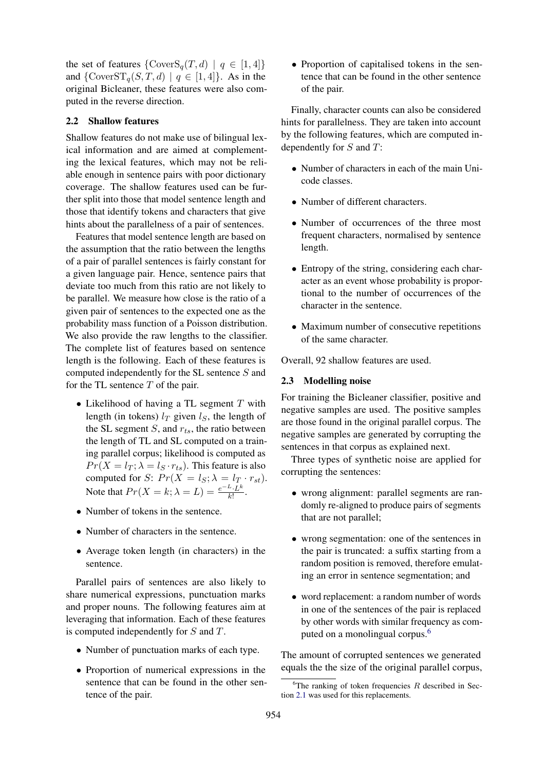the set of features $\{\text{CoverS}_q(T,d) \mid q \in [1,4]\}$ and $\{\text{CoverST}_q(S,T,d) \mid q \in [1,4]\}$. As in the original Bicleaner, these features were also computed in the reverse direction.

### 2.2 Shallow features

Shallow features do not make use of bilingual lexical information and are aimed at complementing the lexical features, which may not be reliable enough in sentence pairs with poor dictionary coverage. The shallow features used can be further split into those that model sentence length and those that identify tokens and characters that give hints about the parallelness of a pair of sentences.

Features that model sentence length are based on the assumption that the ratio between the lengths of a pair of parallel sentences is fairly constant for a given language pair. Hence, sentence pairs that deviate too much from this ratio are not likely to be parallel. We measure how close is the ratio of a given pair of sentences to the expected one as the probability mass function of a Poisson distribution. We also provide the raw lengths to the classifier. The complete list of features based on sentence length is the following. Each of these features is computed independently for the SL sentence $S$ and for the TL sentence $T$ of the pair.

- Likelihood of having a TL segment $T$ with length (in tokens) $l_T$ given $l_S$, the length of the SL segment $S$, and $r_{ts}$, the ratio between the length of TL and SL computed on a training parallel corpus; likelihood is computed as $Pr(X = l_T; \lambda = l_S \cdot r_{ts})$. This feature is also computed for $S$: $Pr(X = l_S; \lambda = l_T \cdot r_{st})$. Note that $Pr(X = k; \lambda = L) = \frac{e^{-L} \cdot L^k}{k!}$.
- Number of tokens in the sentence.
- Number of characters in the sentence.
- Average token length (in characters) in the sentence.

Parallel pairs of sentences are also likely to share numerical expressions, punctuation marks and proper nouns. The following features aim at leveraging that information. Each of these features is computed independently for $S$ and $T$.

- Number of punctuation marks of each type.
- Proportion of numerical expressions in the sentence that can be found in the other sentence of the pair.
- Proportion of capitalised tokens in the sentence that can be found in the other sentence of the pair.

Finally, character counts can also be considered hints for parallelness. They are taken into account by the following features, which are computed independently for $S$ and $T$:

- Number of characters in each of the main Unicode classes.
- Number of different characters.
- Number of occurrences of the three most frequent characters, normalised by sentence length.
- Entropy of the string, considering each character as an event whose probability is proportional to the number of occurrences of the character in the sentence.
- Maximum number of consecutive repetitions of the same character.

Overall, 92 shallow features are used.

### 2.3 Modelling noise

For training the Bicleaner classifier, positive and negative samples are used. The positive samples are those found in the original parallel corpus. The negative samples are generated by corrupting the sentences in that corpus as explained next.

Three types of synthetic noise are applied for corrupting the sentences:

- wrong alignment: parallel segments are randomly re-aligned to produce pairs of segments that are not parallel;
- wrong segmentation: one of the sentences in the pair is truncated: a suffix starting from a random position is removed, therefore emulating an error in sentence segmentation; and
- word replacement: a random number of words in one of the sentences of the pair is replaced by other words with similar frequency as computed on a monolingual corpus.[6]

The amount of corrupted sentences we generated equals the the size of the original parallel corpus,

[6] The ranking of token frequencies $R$ described in Section 2.1 was used for this replacements.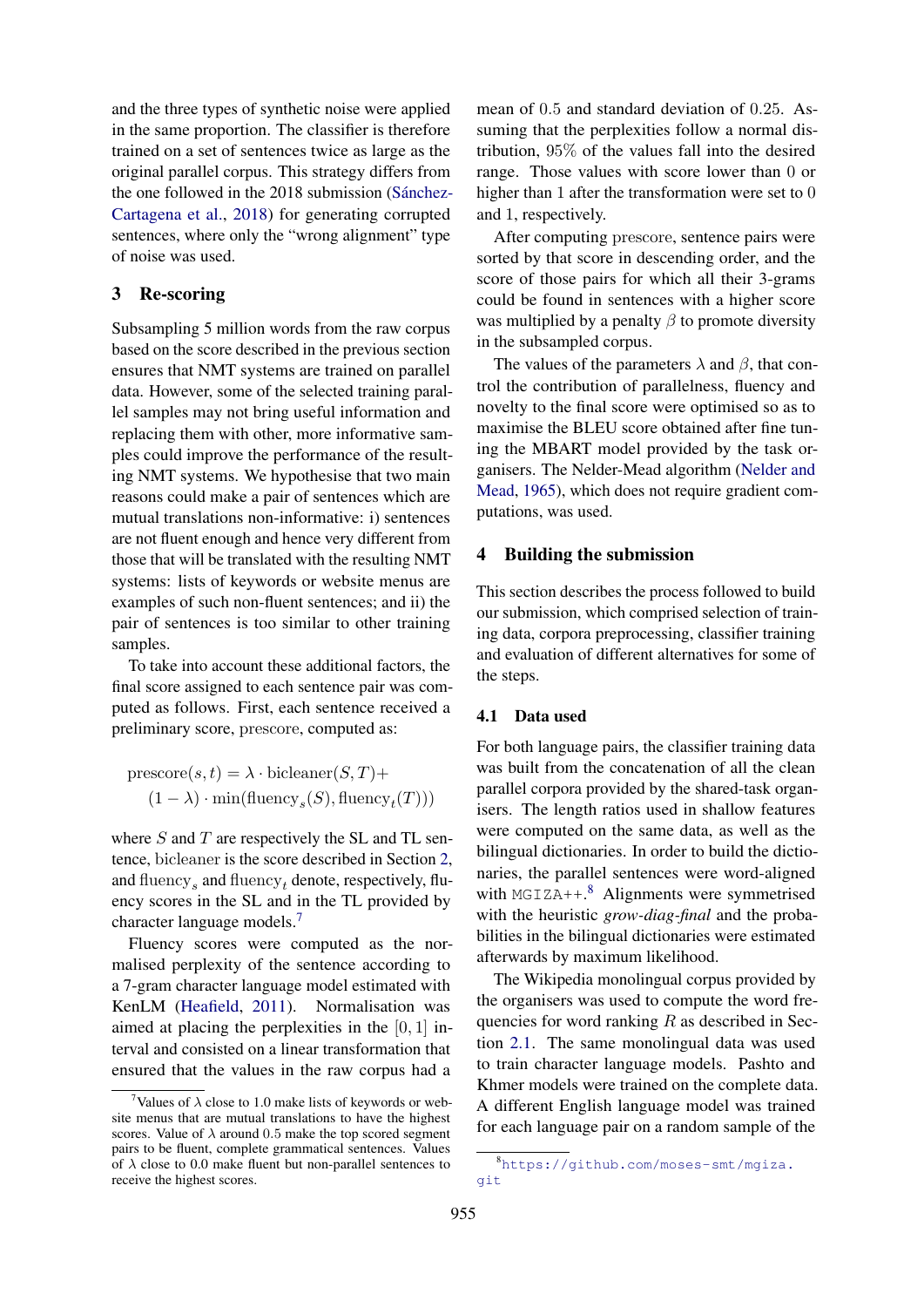and the three types of synthetic noise were applied in the same proportion. The classifier is therefore trained on a set of sentences twice as large as the original parallel corpus. This strategy differs from the one followed in the 2018 submission (Sánchez-Cartagena et al., 2018) for generating corrupted sentences, where only the "wrong alignment" type of noise was used.

## 3 Re-scoring

Subsampling 5 million words from the raw corpus based on the score described in the previous section ensures that NMT systems are trained on parallel data. However, some of the selected training parallel samples may not bring useful information and replacing them with other, more informative samples could improve the performance of the resulting NMT systems. We hypothesise that two main reasons could make a pair of sentences which are mutual translations non-informative: i) sentences are not fluent enough and hence very different from those that will be translated with the resulting NMT systems: lists of keywords or website menus are examples of such non-fluent sentences; and ii) the pair of sentences is too similar to other training samples.

To take into account these additional factors, the final score assigned to each sentence pair was computed as follows. First, each sentence received a preliminary score, $\text{prescore}$, computed as:

$$\text{prescore}(s,t) = \lambda \cdot \text{bicleaner}(S,T) + (1-\lambda) \cdot \min(\text{fluency}_s(S), \text{fluency}_t(T)))$$

where $S$ and $T$ are respectively the SL and TL sentence, $\text{bicleaner}$ is the score described in Section 2, and $\text{fluency}_s$ and $\text{fluency}_t$ denote, respectively, fluency scores in the SL and in the TL provided by character language models.[7]

Fluency scores were computed as the normalised perplexity of the sentence according to a 7-gram character language model estimated with KenLM (Heafield, 2011). Normalisation was aimed at placing the perplexities in the $[0,1]$ interval and consisted on a linear transformation that ensured that the values in the raw corpus had a mean of $0.5$ and standard deviation of $0.25$. Assuming that the perplexities follow a normal distribution, $95\%$ of the values fall into the desired range. Those values with score lower than $0$ or higher than $1$ after the transformation were set to $0$ and $1$, respectively.

After computing $\text{prescore}$, sentence pairs were sorted by that score in descending order, and the score of those pairs for which all their 3-grams could be found in sentences with a higher score was multiplied by a penalty $\beta$ to promote diversity in the subsampled corpus.

The values of the parameters $\lambda$ and $\beta$, that control the contribution of parallelness, fluency and novelty to the final score were optimised so as to maximise the BLEU score obtained after fine tuning the MBART model provided by the task organisers. The Nelder-Mead algorithm (Nelder and Mead, 1965), which does not require gradient computations, was used.

## 4 Building the submission

This section describes the process followed to build our submission, which comprised selection of training data, corpora preprocessing, classifier training and evaluation of different alternatives for some of the steps.

### 4.1 Data used

For both language pairs, the classifier training data was built from the concatenation of all the clean parallel corpora provided by the shared-task organisers. The length ratios used in shallow features were computed on the same data, as well as the bilingual dictionaries. In order to build the dictionaries, the parallel sentences were word-aligned with `MGIZA++`.[8] Alignments were symmetrised with the heuristic *grow-diag-final* and the probabilities in the bilingual dictionaries were estimated afterwards by maximum likelihood.

The Wikipedia monolingual corpus provided by the organisers was used to compute the word frequencies for word ranking $R$ as described in Section 2.1. The same monolingual data was used to train character language models. Pashto and Khmer models were trained on the complete data. A different English language model was trained for each language pair on a random sample of the

[7] Values of $\lambda$ close to 1.0 make lists of keywords or website menus that are mutual translations to have the highest scores. Value of $\lambda$ around 0.5 make the top scored segment pairs to be fluent, complete grammatical sentences. Values of $\lambda$ close to 0.0 make fluent but non-parallel sentences to receive the highest scores.

[8] https://github.com/moses-smt/mgiza.git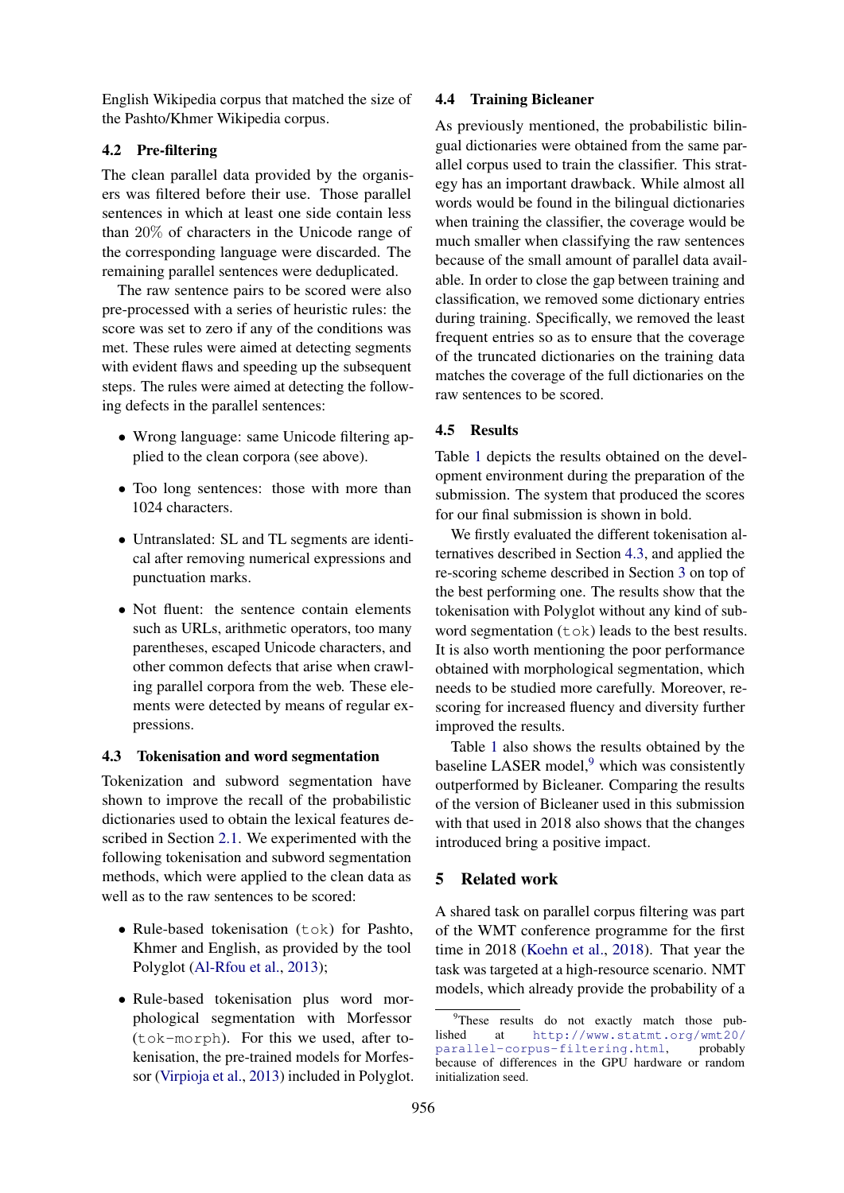English Wikipedia corpus that matched the size of the Pashto/Khmer Wikipedia corpus.

### 4.2 Pre-filtering

The clean parallel data provided by the organisers was filtered before their use. Those parallel sentences in which at least one side contain less than $20\%$ of characters in the Unicode range of the corresponding language were discarded. The remaining parallel sentences were deduplicated.

The raw sentence pairs to be scored were also pre-processed with a series of heuristic rules: the score was set to zero if any of the conditions was met. These rules were aimed at detecting segments with evident flaws and speeding up the subsequent steps. The rules were aimed at detecting the following defects in the parallel sentences:

- Wrong language: same Unicode filtering applied to the clean corpora (see above).
- Too long sentences: those with more than 1024 characters.
- Untranslated: SL and TL segments are identical after removing numerical expressions and punctuation marks.
- Not fluent: the sentence contain elements such as URLs, arithmetic operators, too many parentheses, escaped Unicode characters, and other common defects that arise when crawling parallel corpora from the web. These elements were detected by means of regular expressions.

### 4.3 Tokenisation and word segmentation

Tokenization and subword segmentation have shown to improve the recall of the probabilistic dictionaries used to obtain the lexical features described in Section 2.1. We experimented with the following tokenisation and subword segmentation methods, which were applied to the clean data as well as to the raw sentences to be scored:

- Rule-based tokenisation (`tok`) for Pashto, Khmer and English, as provided by the tool Polyglot (Al-Rfou et al., 2013);
- Rule-based tokenisation plus word morphological segmentation with Morfessor (`tok-morph`). For this we used, after tokenisation, the pre-trained models for Morfessor (Virpioja et al., 2013) included in Polyglot.

### 4.4 Training Bicleaner

As previously mentioned, the probabilistic bilingual dictionaries were obtained from the same parallel corpus used to train the classifier. This strategy has an important drawback. While almost all words would be found in the bilingual dictionaries when training the classifier, the coverage would be much smaller when classifying the raw sentences because of the small amount of parallel data available. In order to close the gap between training and classification, we removed some dictionary entries during training. Specifically, we removed the least frequent entries so as to ensure that the coverage of the truncated dictionaries on the training data matches the coverage of the full dictionaries on the raw sentences to be scored.

### 4.5 Results

Table 1 depicts the results obtained on the development environment during the preparation of the submission. The system that produced the scores for our final submission is shown in bold.

We firstly evaluated the different tokenisation alternatives described in Section 4.3, and applied the re-scoring scheme described in Section 3 on top of the best performing one. The results show that the tokenisation with Polyglot without any kind of subword segmentation (`tok`) leads to the best results. It is also worth mentioning the poor performance obtained with morphological segmentation, which needs to be studied more carefully. Moreover, re-scoring for increased fluency and diversity further improved the results.

Table 1 also shows the results obtained by the baseline LASER model,[9] which was consistently outperformed by Bicleaner. Comparing the results of the version of Bicleaner used in this submission with that used in 2018 also shows that the changes introduced bring a positive impact.

## 5 Related work

A shared task on parallel corpus filtering was part of the WMT conference programme for the first time in 2018 (Koehn et al., 2018). That year the task was targeted at a high-resource scenario. NMT models, which already provide the probability of a

[9] These results do not exactly match those published at http://www.statmt.org/wmt20/parallel-corpus-filtering.html, probably because of differences in the GPU hardware or random initialization seed.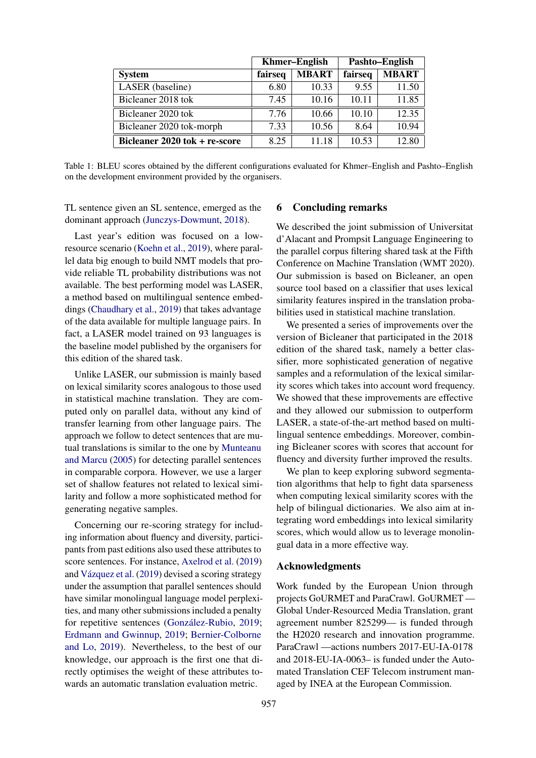| | Khmer–English | | Pashto–English | |
|---|---|---|---|---|
| **System** | **fairseq** | **MBART** | **fairseq** | **MBART** |
| LASER (baseline) | 6.80 | 10.33 | 9.55 | 11.50 |
| Bicleaner 2018 tok | 7.45 | 10.16 | 10.11 | 11.85 |
| Bicleaner 2020 tok | 7.76 | 10.66 | 10.10 | 12.35 |
| Bicleaner 2020 tok-morph | 7.33 | 10.56 | 8.64 | 10.94 |
| **Bicleaner 2020 tok + re-score** | 8.25 | 11.18 | 10.53 | 12.80 |

Table 1: BLEU scores obtained by the different configurations evaluated for Khmer–English and Pashto–English on the development environment provided by the organisers.

TL sentence given an SL sentence, emerged as the dominant approach (Junczys-Dowmunt, 2018).

Last year's edition was focused on a low-resource scenario (Koehn et al., 2019), where parallel data big enough to build NMT models that provide reliable TL probability distributions was not available. The best performing model was LASER, a method based on multilingual sentence embeddings (Chaudhary et al., 2019) that takes advantage of the data available for multiple language pairs. In fact, a LASER model trained on 93 languages is the baseline model published by the organisers for this edition of the shared task.

Unlike LASER, our submission is mainly based on lexical similarity scores analogous to those used in statistical machine translation. They are computed only on parallel data, without any kind of transfer learning from other language pairs. The approach we follow to detect sentences that are mutual translations is similar to the one by Munteanu and Marcu (2005) for detecting parallel sentences in comparable corpora. However, we use a larger set of shallow features not related to lexical similarity and follow a more sophisticated method for generating negative samples.

Concerning our re-scoring strategy for including information about fluency and diversity, participants from past editions also used these attributes to score sentences. For instance, Axelrod et al. (2019) and Vázquez et al. (2019) devised a scoring strategy under the assumption that parallel sentences should have similar monolingual language model perplexities, and many other submissions included a penalty for repetitive sentences (González-Rubio, 2019; Erdmann and Gwinnup, 2019; Bernier-Colborne and Lo, 2019). Nevertheless, to the best of our knowledge, our approach is the first one that directly optimises the weight of these attributes towards an automatic translation evaluation metric.

## 6 Concluding remarks

We described the joint submission of Universitat d'Alacant and Prompsit Language Engineering to the parallel corpus filtering shared task at the Fifth Conference on Machine Translation (WMT 2020). Our submission is based on Bicleaner, an open source tool based on a classifier that uses lexical similarity features inspired in the translation probabilities used in statistical machine translation.

We presented a series of improvements over the version of Bicleaner that participated in the 2018 edition of the shared task, namely a better classifier, more sophisticated generation of negative samples and a reformulation of the lexical similarity scores which takes into account word frequency. We showed that these improvements are effective and they allowed our submission to outperform LASER, a state-of-the-art method based on multilingual sentence embeddings. Moreover, combining Bicleaner scores with scores that account for fluency and diversity further improved the results.

We plan to keep exploring subword segmentation algorithms that help to fight data sparseness when computing lexical similarity scores with the help of bilingual dictionaries. We also aim at integrating word embeddings into lexical similarity scores, which would allow us to leverage monolingual data in a more effective way.

## Acknowledgments

Work funded by the European Union through projects GoURMET and ParaCrawl. GoURMET — Global Under-Resourced Media Translation, grant agreement number 825299— is funded through the H2020 research and innovation programme. ParaCrawl —actions numbers 2017-EU-IA-0178 and 2018-EU-IA-0063– is funded under the Automated Translation CEF Telecom instrument managed by INEA at the European Commission.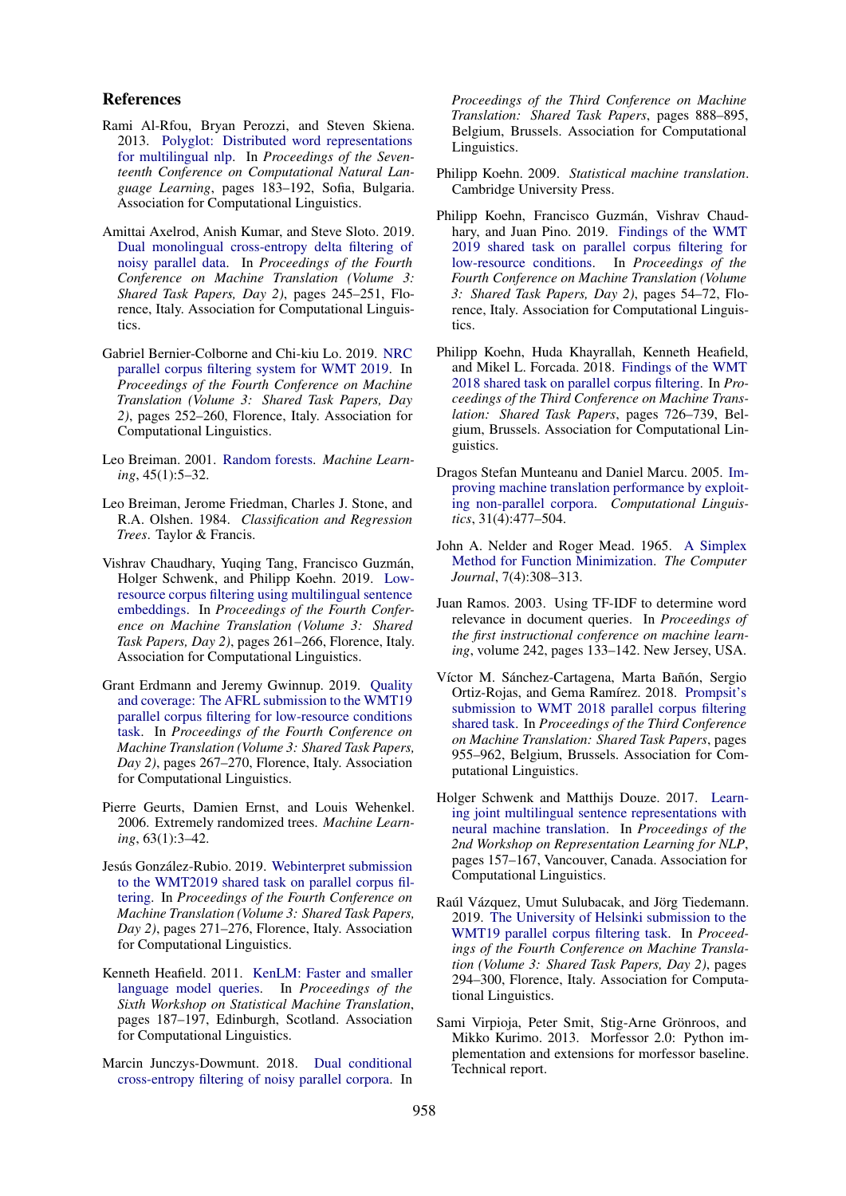## References

Rami Al-Rfou, Bryan Perozzi, and Steven Skiena. 2013. Polyglot: Distributed word representations for multilingual nlp. In *Proceedings of the Seventeenth Conference on Computational Natural Language Learning*, pages 183–192, Sofia, Bulgaria. Association for Computational Linguistics.

Amittai Axelrod, Anish Kumar, and Steve Sloto. 2019. Dual monolingual cross-entropy delta filtering of noisy parallel data. In *Proceedings of the Fourth Conference on Machine Translation (Volume 3: Shared Task Papers, Day 2)*, pages 245–251, Florence, Italy. Association for Computational Linguistics.

Gabriel Bernier-Colborne and Chi-kiu Lo. 2019. NRC parallel corpus filtering system for WMT 2019. In *Proceedings of the Fourth Conference on Machine Translation (Volume 3: Shared Task Papers, Day 2)*, pages 252–260, Florence, Italy. Association for Computational Linguistics.

Leo Breiman. 2001. Random forests. *Machine Learning*, 45(1):5–32.

Leo Breiman, Jerome Friedman, Charles J. Stone, and R.A. Olshen. 1984. *Classification and Regression Trees*. Taylor & Francis.

Vishrav Chaudhary, Yuqing Tang, Francisco Guzmán, Holger Schwenk, and Philipp Koehn. 2019. Low-resource corpus filtering using multilingual sentence embeddings. In *Proceedings of the Fourth Conference on Machine Translation (Volume 3: Shared Task Papers, Day 2)*, pages 261–266, Florence, Italy. Association for Computational Linguistics.

Grant Erdmann and Jeremy Gwinnup. 2019. Quality and coverage: The AFRL submission to the WMT19 parallel corpus filtering for low-resource conditions task. In *Proceedings of the Fourth Conference on Machine Translation (Volume 3: Shared Task Papers, Day 2)*, pages 267–270, Florence, Italy. Association for Computational Linguistics.

Pierre Geurts, Damien Ernst, and Louis Wehenkel. 2006. Extremely randomized trees. *Machine Learning*, 63(1):3–42.

Jesús González-Rubio. 2019. Webinterpret submission to the WMT2019 shared task on parallel corpus filtering. In *Proceedings of the Fourth Conference on Machine Translation (Volume 3: Shared Task Papers, Day 2)*, pages 271–276, Florence, Italy. Association for Computational Linguistics.

Kenneth Heafield. 2011. KenLM: Faster and smaller language model queries. In *Proceedings of the Sixth Workshop on Statistical Machine Translation*, pages 187–197, Edinburgh, Scotland. Association for Computational Linguistics.

Marcin Junczys-Dowmunt. 2018. Dual conditional cross-entropy filtering of noisy parallel corpora. In *Proceedings of the Third Conference on Machine Translation: Shared Task Papers*, pages 888–895, Belgium, Brussels. Association for Computational Linguistics.

Philipp Koehn. 2009. *Statistical machine translation*. Cambridge University Press.

Philipp Koehn, Francisco Guzmán, Vishrav Chaudhary, and Juan Pino. 2019. Findings of the WMT 2019 shared task on parallel corpus filtering for low-resource conditions. In *Proceedings of the Fourth Conference on Machine Translation (Volume 3: Shared Task Papers, Day 2)*, pages 54–72, Florence, Italy. Association for Computational Linguistics.

Philipp Koehn, Huda Khayrallah, Kenneth Heafield, and Mikel L. Forcada. 2018. Findings of the WMT 2018 shared task on parallel corpus filtering. In *Proceedings of the Third Conference on Machine Translation: Shared Task Papers*, pages 726–739, Belgium, Brussels. Association for Computational Linguistics.

Dragos Stefan Munteanu and Daniel Marcu. 2005. Improving machine translation performance by exploiting non-parallel corpora. *Computational Linguistics*, 31(4):477–504.

John A. Nelder and Roger Mead. 1965. A Simplex Method for Function Minimization. *The Computer Journal*, 7(4):308–313.

Juan Ramos. 2003. Using TF-IDF to determine word relevance in document queries. In *Proceedings of the first instructional conference on machine learning*, volume 242, pages 133–142. New Jersey, USA.

Víctor M. Sánchez-Cartagena, Marta Bañón, Sergio Ortiz-Rojas, and Gema Ramírez. 2018. Prompsit's submission to WMT 2018 parallel corpus filtering shared task. In *Proceedings of the Third Conference on Machine Translation: Shared Task Papers*, pages 955–962, Belgium, Brussels. Association for Computational Linguistics.

Holger Schwenk and Matthijs Douze. 2017. Learning joint multilingual sentence representations with neural machine translation. In *Proceedings of the 2nd Workshop on Representation Learning for NLP*, pages 157–167, Vancouver, Canada. Association for Computational Linguistics.

Raúl Vázquez, Umut Sulubacak, and Jörg Tiedemann. 2019. The University of Helsinki submission to the WMT19 parallel corpus filtering task. In *Proceedings of the Fourth Conference on Machine Translation (Volume 3: Shared Task Papers, Day 2)*, pages 294–300, Florence, Italy. Association for Computational Linguistics.

Sami Virpioja, Peter Smit, Stig-Arne Grönroos, and Mikko Kurimo. 2013. Morfessor 2.0: Python implementation and extensions for morfessor baseline. Technical report.